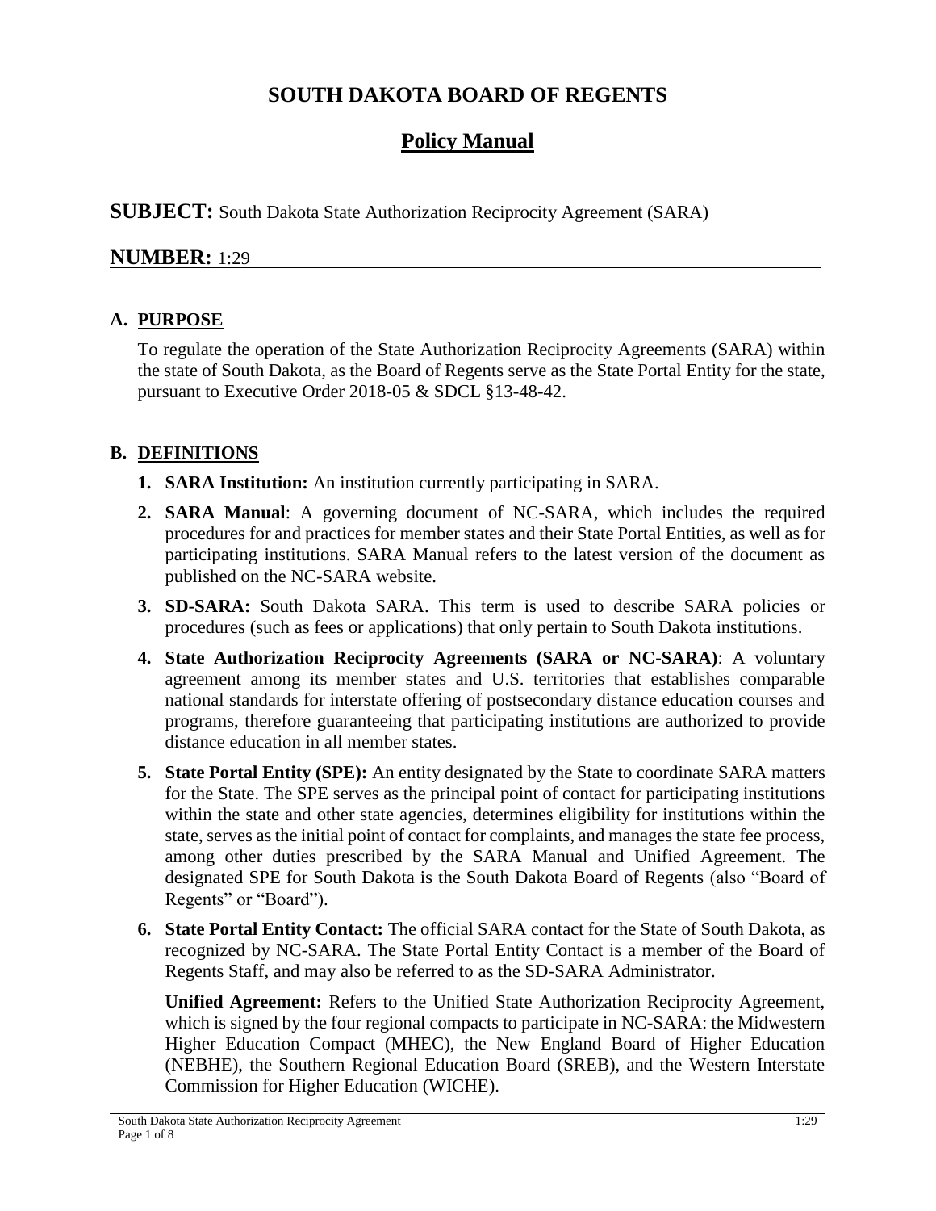# SOUTH DAKOTA BOARD OF REGENTS

## Policy Manual

**SUBJECT:** South Dakota State Authorization Reciprocity Agreement (SARA)

**NUMBER:** 1:29

### A. PURPOSE

To regulate the operation of the State Authorization Reciprocity Agreements (SARA) within the state of South Dakota, as the Board of Regents serve as the State Portal Entity for the state, pursuant to Executive Order 2018-05 & SDCL §13-48-42.

### B. DEFINITIONS

1. **SARA Institution:** An institution currently participating in SARA.
2. **SARA Manual**: A governing document of NC-SARA, which includes the required procedures for and practices for member states and their State Portal Entities, as well as for participating institutions. SARA Manual refers to the latest version of the document as published on the NC-SARA website.
3. **SD-SARA:** South Dakota SARA. This term is used to describe SARA policies or procedures (such as fees or applications) that only pertain to South Dakota institutions.
4. **State Authorization Reciprocity Agreements (SARA or NC-SARA)**: A voluntary agreement among its member states and U.S. territories that establishes comparable national standards for interstate offering of postsecondary distance education courses and programs, therefore guaranteeing that participating institutions are authorized to provide distance education in all member states.
5. **State Portal Entity (SPE):** An entity designated by the State to coordinate SARA matters for the State. The SPE serves as the principal point of contact for participating institutions within the state and other state agencies, determines eligibility for institutions within the state, serves as the initial point of contact for complaints, and manages the state fee process, among other duties prescribed by the SARA Manual and Unified Agreement. The designated SPE for South Dakota is the South Dakota Board of Regents (also "Board of Regents" or "Board").
6. **State Portal Entity Contact:** The official SARA contact for the State of South Dakota, as recognized by NC-SARA. The State Portal Entity Contact is a member of the Board of Regents Staff, and may also be referred to as the SD-SARA Administrator.

   **Unified Agreement:** Refers to the Unified State Authorization Reciprocity Agreement, which is signed by the four regional compacts to participate in NC-SARA: the Midwestern Higher Education Compact (MHEC), the New England Board of Higher Education (NEBHE), the Southern Regional Education Board (SREB), and the Western Interstate Commission for Higher Education (WICHE).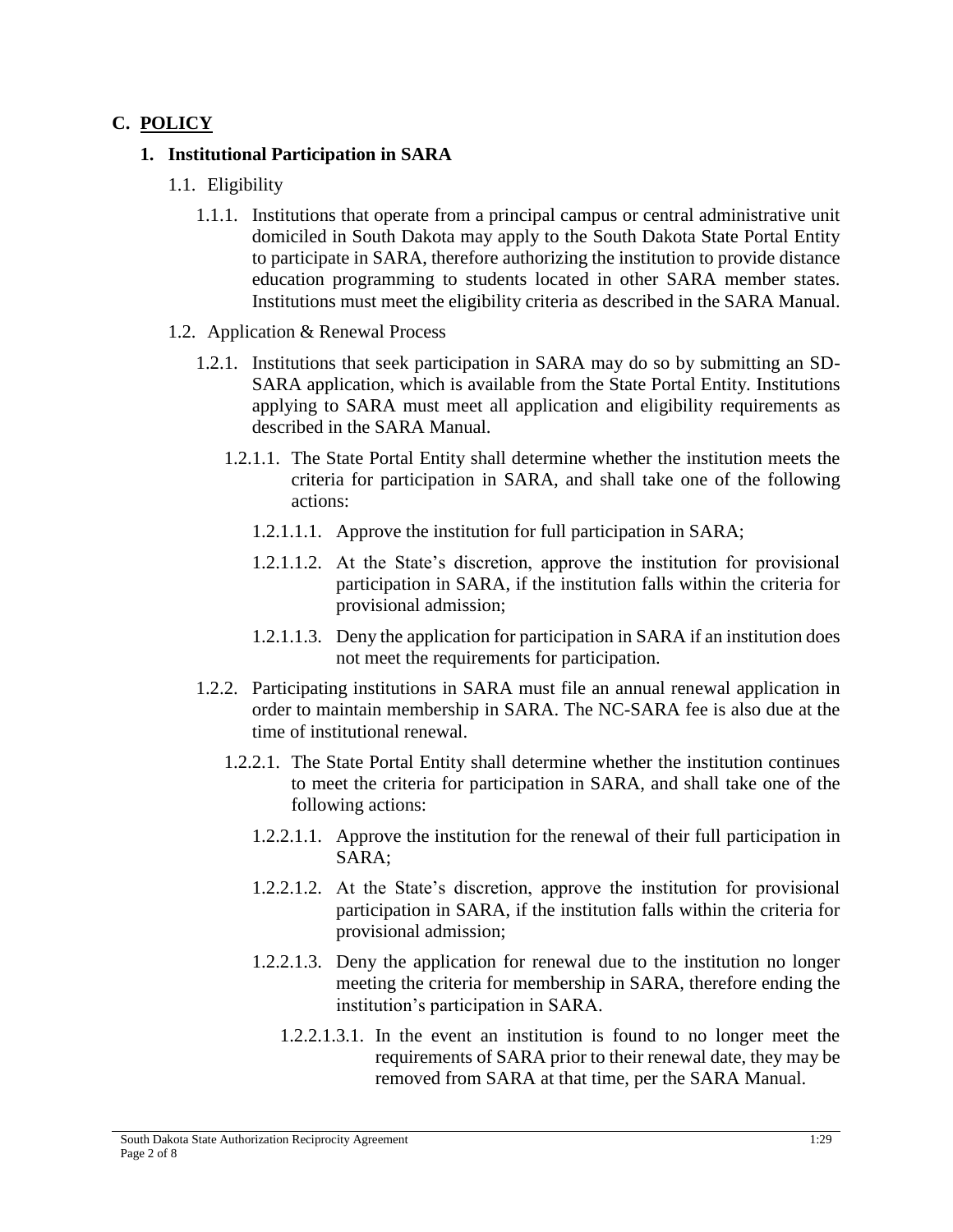## C. POLICY

### 1. Institutional Participation in SARA

1.1. Eligibility

1.1.1. Institutions that operate from a principal campus or central administrative unit domiciled in South Dakota may apply to the South Dakota State Portal Entity to participate in SARA, therefore authorizing the institution to provide distance education programming to students located in other SARA member states. Institutions must meet the eligibility criteria as described in the SARA Manual.

1.2. Application & Renewal Process

1.2.1. Institutions that seek participation in SARA may do so by submitting an SD-SARA application, which is available from the State Portal Entity. Institutions applying to SARA must meet all application and eligibility requirements as described in the SARA Manual.

1.2.1.1. The State Portal Entity shall determine whether the institution meets the criteria for participation in SARA, and shall take one of the following actions:

1.2.1.1.1. Approve the institution for full participation in SARA;

1.2.1.1.2. At the State's discretion, approve the institution for provisional participation in SARA, if the institution falls within the criteria for provisional admission;

1.2.1.1.3. Deny the application for participation in SARA if an institution does not meet the requirements for participation.

1.2.2. Participating institutions in SARA must file an annual renewal application in order to maintain membership in SARA. The NC-SARA fee is also due at the time of institutional renewal.

1.2.2.1. The State Portal Entity shall determine whether the institution continues to meet the criteria for participation in SARA, and shall take one of the following actions:

1.2.2.1.1. Approve the institution for the renewal of their full participation in SARA;

1.2.2.1.2. At the State's discretion, approve the institution for provisional participation in SARA, if the institution falls within the criteria for provisional admission;

1.2.2.1.3. Deny the application for renewal due to the institution no longer meeting the criteria for membership in SARA, therefore ending the institution's participation in SARA.

1.2.2.1.3.1. In the event an institution is found to no longer meet the requirements of SARA prior to their renewal date, they may be removed from SARA at that time, per the SARA Manual.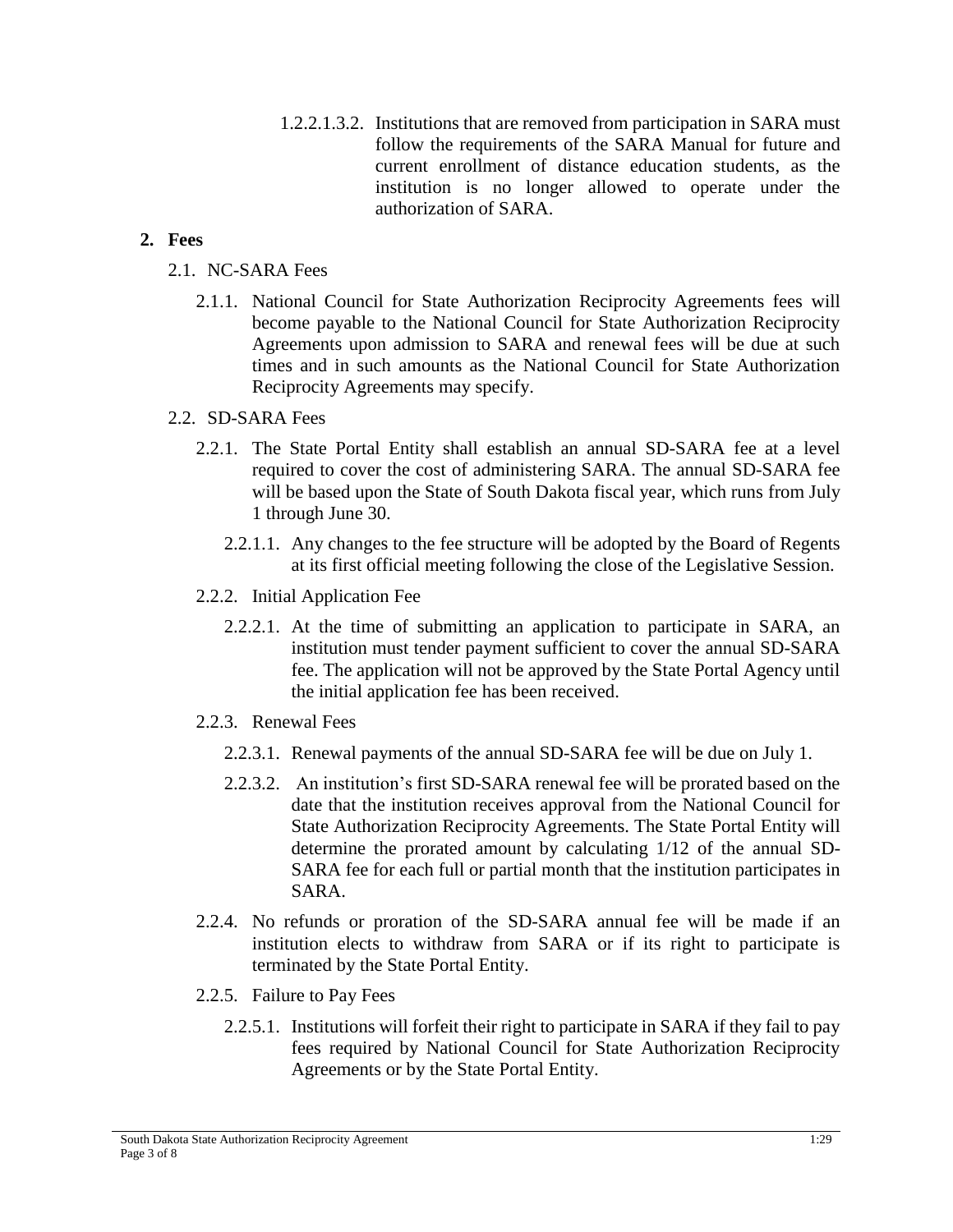1.2.2.1.3.2. Institutions that are removed from participation in SARA must follow the requirements of the SARA Manual for future and current enrollment of distance education students, as the institution is no longer allowed to operate under the authorization of SARA.

## 2. Fees

2.1. NC-SARA Fees

2.1.1. National Council for State Authorization Reciprocity Agreements fees will become payable to the National Council for State Authorization Reciprocity Agreements upon admission to SARA and renewal fees will be due at such times and in such amounts as the National Council for State Authorization Reciprocity Agreements may specify.

2.2. SD-SARA Fees

2.2.1. The State Portal Entity shall establish an annual SD-SARA fee at a level required to cover the cost of administering SARA. The annual SD-SARA fee will be based upon the State of South Dakota fiscal year, which runs from July 1 through June 30.

2.2.1.1. Any changes to the fee structure will be adopted by the Board of Regents at its first official meeting following the close of the Legislative Session.

2.2.2. Initial Application Fee

2.2.2.1. At the time of submitting an application to participate in SARA, an institution must tender payment sufficient to cover the annual SD-SARA fee. The application will not be approved by the State Portal Agency until the initial application fee has been received.

2.2.3. Renewal Fees

2.2.3.1. Renewal payments of the annual SD-SARA fee will be due on July 1.

2.2.3.2. An institution's first SD-SARA renewal fee will be prorated based on the date that the institution receives approval from the National Council for State Authorization Reciprocity Agreements. The State Portal Entity will determine the prorated amount by calculating 1/12 of the annual SD-SARA fee for each full or partial month that the institution participates in SARA.

2.2.4. No refunds or proration of the SD-SARA annual fee will be made if an institution elects to withdraw from SARA or if its right to participate is terminated by the State Portal Entity.

2.2.5. Failure to Pay Fees

2.2.5.1. Institutions will forfeit their right to participate in SARA if they fail to pay fees required by National Council for State Authorization Reciprocity Agreements or by the State Portal Entity.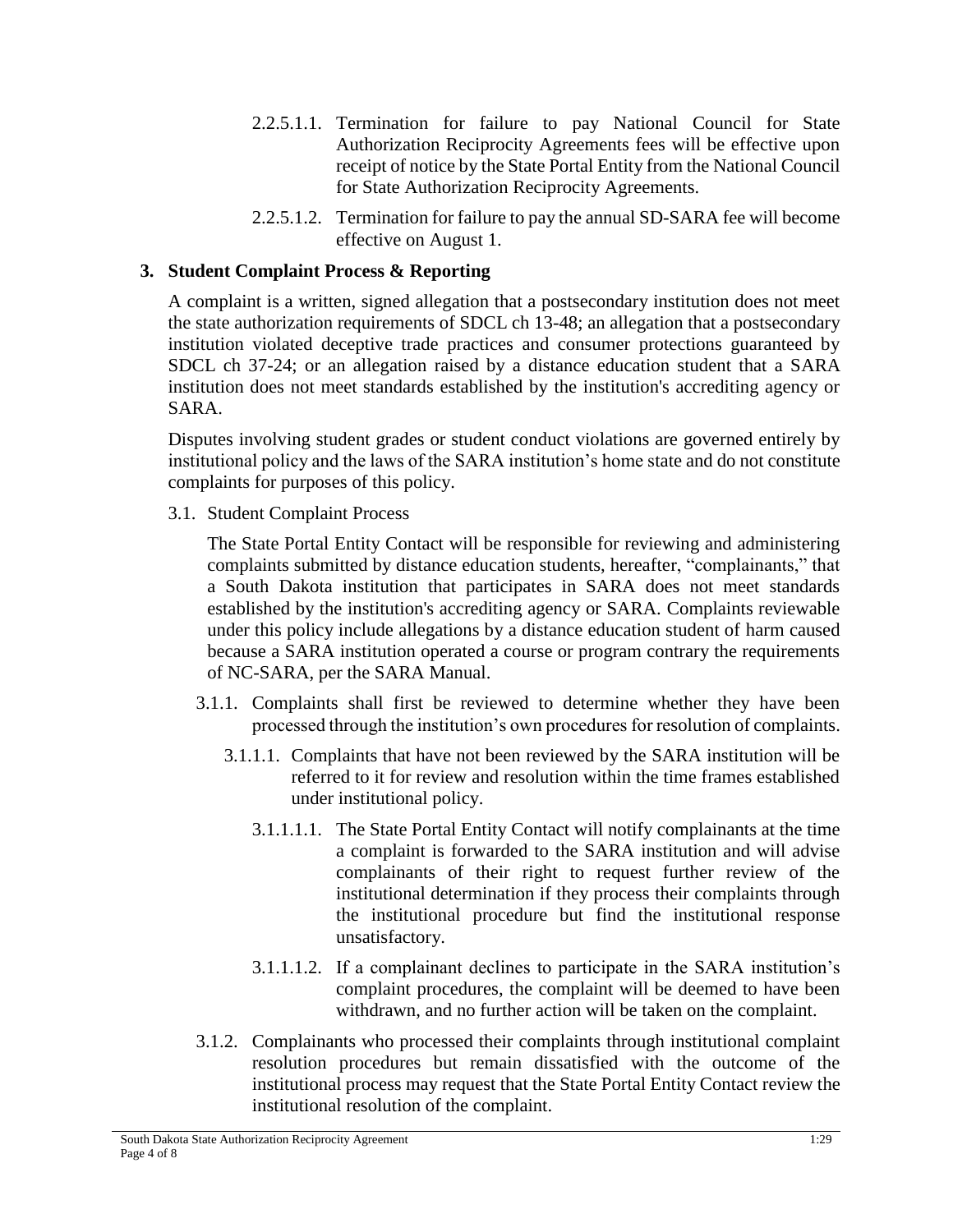2.2.5.1.1. Termination for failure to pay National Council for State Authorization Reciprocity Agreements fees will be effective upon receipt of notice by the State Portal Entity from the National Council for State Authorization Reciprocity Agreements.

2.2.5.1.2. Termination for failure to pay the annual SD-SARA fee will become effective on August 1.

## 3. Student Complaint Process & Reporting

A complaint is a written, signed allegation that a postsecondary institution does not meet the state authorization requirements of SDCL ch 13-48; an allegation that a postsecondary institution violated deceptive trade practices and consumer protections guaranteed by SDCL ch 37-24; or an allegation raised by a distance education student that a SARA institution does not meet standards established by the institution's accrediting agency or SARA.

Disputes involving student grades or student conduct violations are governed entirely by institutional policy and the laws of the SARA institution's home state and do not constitute complaints for purposes of this policy.

3.1. Student Complaint Process

The State Portal Entity Contact will be responsible for reviewing and administering complaints submitted by distance education students, hereafter, "complainants," that a South Dakota institution that participates in SARA does not meet standards established by the institution's accrediting agency or SARA. Complaints reviewable under this policy include allegations by a distance education student of harm caused because a SARA institution operated a course or program contrary the requirements of NC-SARA, per the SARA Manual.

3.1.1. Complaints shall first be reviewed to determine whether they have been processed through the institution's own procedures for resolution of complaints.

3.1.1.1. Complaints that have not been reviewed by the SARA institution will be referred to it for review and resolution within the time frames established under institutional policy.

3.1.1.1.1. The State Portal Entity Contact will notify complainants at the time a complaint is forwarded to the SARA institution and will advise complainants of their right to request further review of the institutional determination if they process their complaints through the institutional procedure but find the institutional response unsatisfactory.

3.1.1.1.2. If a complainant declines to participate in the SARA institution's complaint procedures, the complaint will be deemed to have been withdrawn, and no further action will be taken on the complaint.

3.1.2. Complainants who processed their complaints through institutional complaint resolution procedures but remain dissatisfied with the outcome of the institutional process may request that the State Portal Entity Contact review the institutional resolution of the complaint.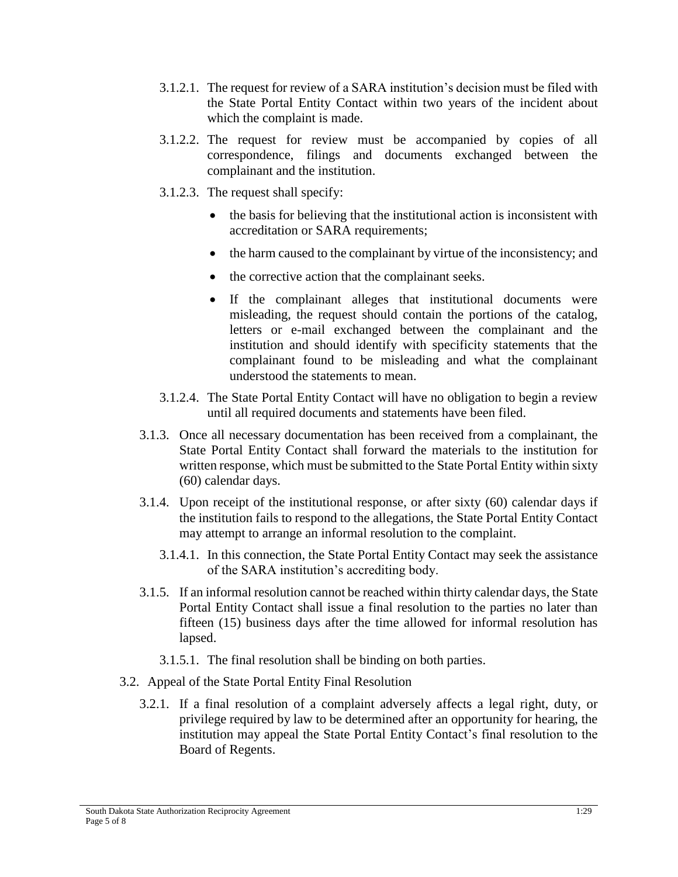3.1.2.1. The request for review of a SARA institution's decision must be filed with the State Portal Entity Contact within two years of the incident about which the complaint is made.

3.1.2.2. The request for review must be accompanied by copies of all correspondence, filings and documents exchanged between the complainant and the institution.

3.1.2.3. The request shall specify:

- the basis for believing that the institutional action is inconsistent with accreditation or SARA requirements;
- the harm caused to the complainant by virtue of the inconsistency; and
- the corrective action that the complainant seeks.
- If the complainant alleges that institutional documents were misleading, the request should contain the portions of the catalog, letters or e-mail exchanged between the complainant and the institution and should identify with specificity statements that the complainant found to be misleading and what the complainant understood the statements to mean.

3.1.2.4. The State Portal Entity Contact will have no obligation to begin a review until all required documents and statements have been filed.

3.1.3. Once all necessary documentation has been received from a complainant, the State Portal Entity Contact shall forward the materials to the institution for written response, which must be submitted to the State Portal Entity within sixty (60) calendar days.

3.1.4. Upon receipt of the institutional response, or after sixty (60) calendar days if the institution fails to respond to the allegations, the State Portal Entity Contact may attempt to arrange an informal resolution to the complaint.

3.1.4.1. In this connection, the State Portal Entity Contact may seek the assistance of the SARA institution's accrediting body.

3.1.5. If an informal resolution cannot be reached within thirty calendar days, the State Portal Entity Contact shall issue a final resolution to the parties no later than fifteen (15) business days after the time allowed for informal resolution has lapsed.

3.1.5.1. The final resolution shall be binding on both parties.

3.2. Appeal of the State Portal Entity Final Resolution

3.2.1. If a final resolution of a complaint adversely affects a legal right, duty, or privilege required by law to be determined after an opportunity for hearing, the institution may appeal the State Portal Entity Contact's final resolution to the Board of Regents.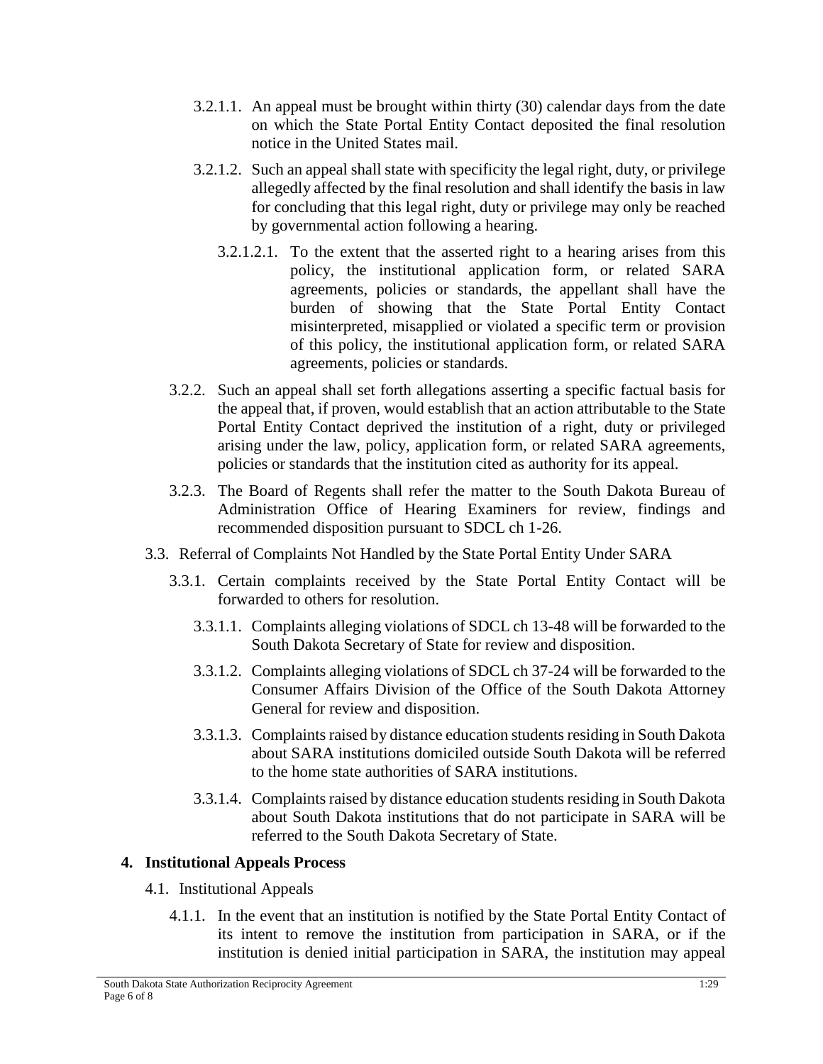3.2.1.1. An appeal must be brought within thirty (30) calendar days from the date on which the State Portal Entity Contact deposited the final resolution notice in the United States mail.

3.2.1.2. Such an appeal shall state with specificity the legal right, duty, or privilege allegedly affected by the final resolution and shall identify the basis in law for concluding that this legal right, duty or privilege may only be reached by governmental action following a hearing.

3.2.1.2.1. To the extent that the asserted right to a hearing arises from this policy, the institutional application form, or related SARA agreements, policies or standards, the appellant shall have the burden of showing that the State Portal Entity Contact misinterpreted, misapplied or violated a specific term or provision of this policy, the institutional application form, or related SARA agreements, policies or standards.

3.2.2. Such an appeal shall set forth allegations asserting a specific factual basis for the appeal that, if proven, would establish that an action attributable to the State Portal Entity Contact deprived the institution of a right, duty or privileged arising under the law, policy, application form, or related SARA agreements, policies or standards that the institution cited as authority for its appeal.

3.2.3. The Board of Regents shall refer the matter to the South Dakota Bureau of Administration Office of Hearing Examiners for review, findings and recommended disposition pursuant to SDCL ch 1-26.

3.3. Referral of Complaints Not Handled by the State Portal Entity Under SARA

3.3.1. Certain complaints received by the State Portal Entity Contact will be forwarded to others for resolution.

3.3.1.1. Complaints alleging violations of SDCL ch 13-48 will be forwarded to the South Dakota Secretary of State for review and disposition.

3.3.1.2. Complaints alleging violations of SDCL ch 37-24 will be forwarded to the Consumer Affairs Division of the Office of the South Dakota Attorney General for review and disposition.

3.3.1.3. Complaints raised by distance education students residing in South Dakota about SARA institutions domiciled outside South Dakota will be referred to the home state authorities of SARA institutions.

3.3.1.4. Complaints raised by distance education students residing in South Dakota about South Dakota institutions that do not participate in SARA will be referred to the South Dakota Secretary of State.

## 4. Institutional Appeals Process

4.1. Institutional Appeals

4.1.1. In the event that an institution is notified by the State Portal Entity Contact of its intent to remove the institution from participation in SARA, or if the institution is denied initial participation in SARA, the institution may appeal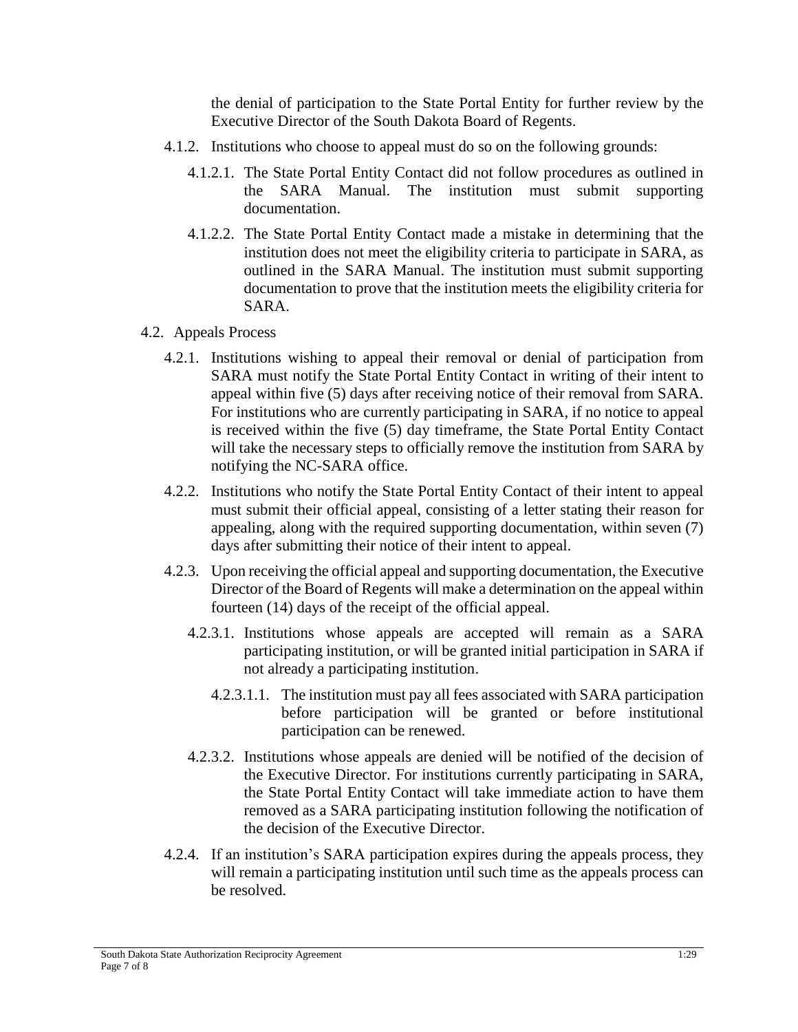the denial of participation to the State Portal Entity for further review by the Executive Director of the South Dakota Board of Regents.

4.1.2. Institutions who choose to appeal must do so on the following grounds:

4.1.2.1. The State Portal Entity Contact did not follow procedures as outlined in the SARA Manual. The institution must submit supporting documentation.

4.1.2.2. The State Portal Entity Contact made a mistake in determining that the institution does not meet the eligibility criteria to participate in SARA, as outlined in the SARA Manual. The institution must submit supporting documentation to prove that the institution meets the eligibility criteria for SARA.

4.2. Appeals Process

4.2.1. Institutions wishing to appeal their removal or denial of participation from SARA must notify the State Portal Entity Contact in writing of their intent to appeal within five (5) days after receiving notice of their removal from SARA. For institutions who are currently participating in SARA, if no notice to appeal is received within the five (5) day timeframe, the State Portal Entity Contact will take the necessary steps to officially remove the institution from SARA by notifying the NC-SARA office.

4.2.2. Institutions who notify the State Portal Entity Contact of their intent to appeal must submit their official appeal, consisting of a letter stating their reason for appealing, along with the required supporting documentation, within seven (7) days after submitting their notice of their intent to appeal.

4.2.3. Upon receiving the official appeal and supporting documentation, the Executive Director of the Board of Regents will make a determination on the appeal within fourteen (14) days of the receipt of the official appeal.

4.2.3.1. Institutions whose appeals are accepted will remain as a SARA participating institution, or will be granted initial participation in SARA if not already a participating institution.

4.2.3.1.1. The institution must pay all fees associated with SARA participation before participation will be granted or before institutional participation can be renewed.

4.2.3.2. Institutions whose appeals are denied will be notified of the decision of the Executive Director. For institutions currently participating in SARA, the State Portal Entity Contact will take immediate action to have them removed as a SARA participating institution following the notification of the decision of the Executive Director.

4.2.4. If an institution's SARA participation expires during the appeals process, they will remain a participating institution until such time as the appeals process can be resolved.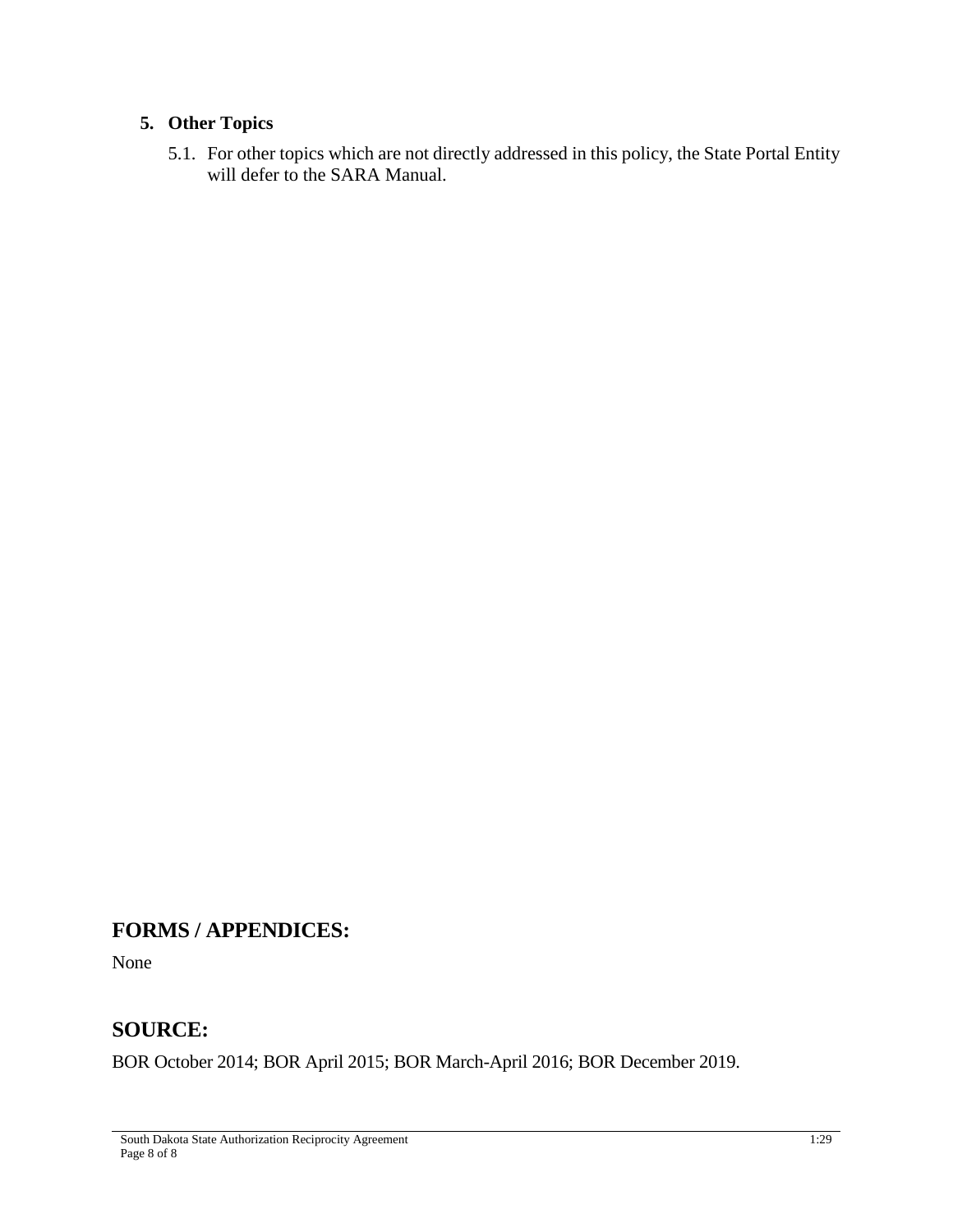**5. Other Topics**

5.1. For other topics which are not directly addressed in this policy, the State Portal Entity will defer to the SARA Manual.

## FORMS / APPENDICES:

None

## SOURCE:

BOR October 2014; BOR April 2015; BOR March-April 2016; BOR December 2019.